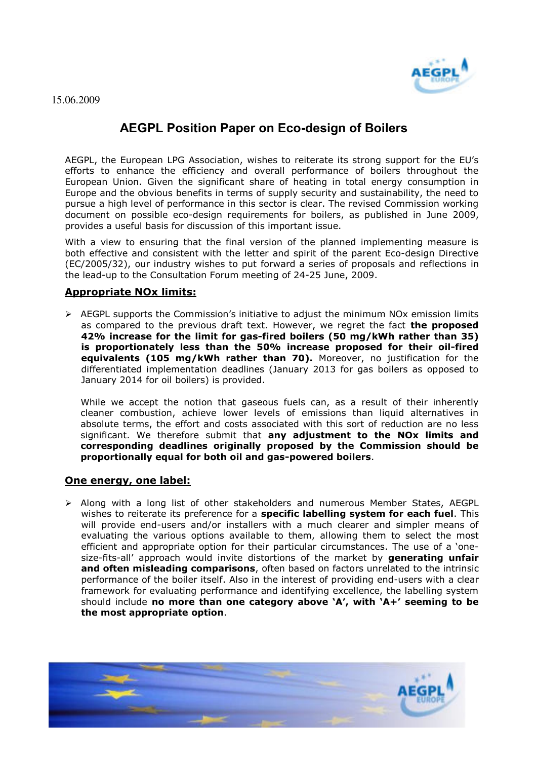15.06.2009

# AEGPL Position Paper on Eco-design of Boilers

AEGPL, the European LPG Association, wishes to reiterate its strong support for the EU's efforts to enhance the efficiency and overall performance of boilers throughout the European Union. Given the significant share of heating in total energy consumption in Europe and the obvious benefits in terms of supply security and sustainability, the need to pursue a high level of performance in this sector is clear. The revised Commission working document on possible eco-design requirements for boilers, as published in June 2009, provides a useful basis for discussion of this important issue.

With a view to ensuring that the final version of the planned implementing measure is both effective and consistent with the letter and spirit of the parent Eco-design Directive (EC/2005/32), our industry wishes to put forward a series of proposals and reflections in the lead-up to the Consultation Forum meeting of 24-25 June, 2009.

## Appropriate NOx limits:

- AEGPL supports the Commission's initiative to adjust the minimum NOx emission limits as compared to the previous draft text. However, we regret the fact **the proposed 42% increase for the limit for gas-fired boilers (50 mg/kWh rather than 35) is proportionately less than the 50% increase proposed for their oil-fired equivalents (105 mg/kWh rather than 70).** Moreover, no justification for the differentiated implementation deadlines (January 2013 for gas boilers as opposed to January 2014 for oil boilers) is provided.

  While we accept the notion that gaseous fuels can, as a result of their inherently cleaner combustion, achieve lower levels of emissions than liquid alternatives in absolute terms, the effort and costs associated with this sort of reduction are no less significant. We therefore submit that **any adjustment to the NOx limits and corresponding deadlines originally proposed by the Commission should be proportionally equal for both oil and gas-powered boilers**.

## One energy, one label:

- Along with a long list of other stakeholders and numerous Member States, AEGPL wishes to reiterate its preference for a **specific labelling system for each fuel**. This will provide end-users and/or installers with a much clearer and simpler means of evaluating the various options available to them, allowing them to select the most efficient and appropriate option for their particular circumstances. The use of a 'one-size-fits-all' approach would invite distortions of the market by **generating unfair and often misleading comparisons**, often based on factors unrelated to the intrinsic performance of the boiler itself. Also in the interest of providing end-users with a clear framework for evaluating performance and identifying excellence, the labelling system should include **no more than one category above 'A', with 'A+' seeming to be the most appropriate option**.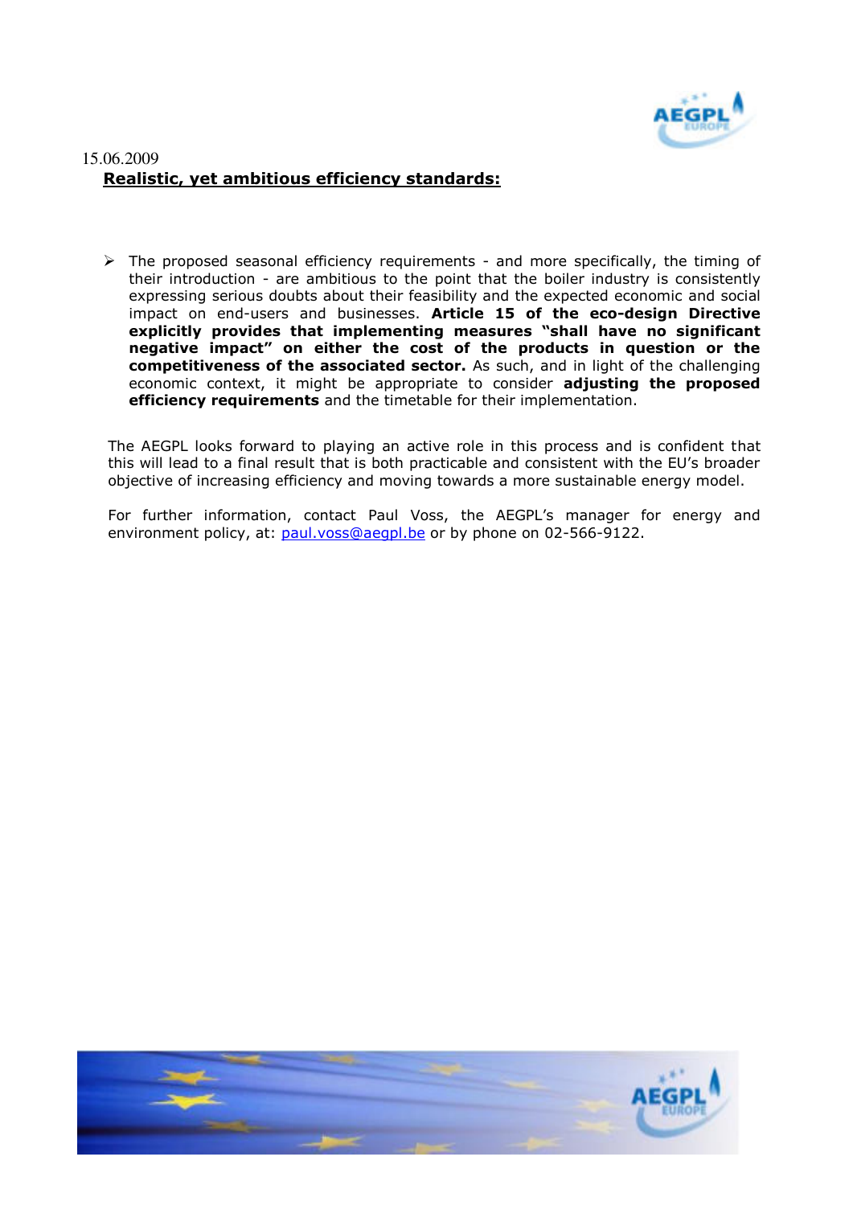15.06.2009

**Realistic, yet ambitious efficiency standards:**

- The proposed seasonal efficiency requirements - and more specifically, the timing of their introduction - are ambitious to the point that the boiler industry is consistently expressing serious doubts about their feasibility and the expected economic and social impact on end-users and businesses. **Article 15 of the eco-design Directive explicitly provides that implementing measures "shall have no significant negative impact" on either the cost of the products in question or the competitiveness of the associated sector.** As such, and in light of the challenging economic context, it might be appropriate to consider **adjusting the proposed efficiency requirements** and the timetable for their implementation.

The AEGPL looks forward to playing an active role in this process and is confident that this will lead to a final result that is both practicable and consistent with the EU's broader objective of increasing efficiency and moving towards a more sustainable energy model.

For further information, contact Paul Voss, the AEGPL's manager for energy and environment policy, at: paul.voss@aegpl.be or by phone on 02-566-9122.